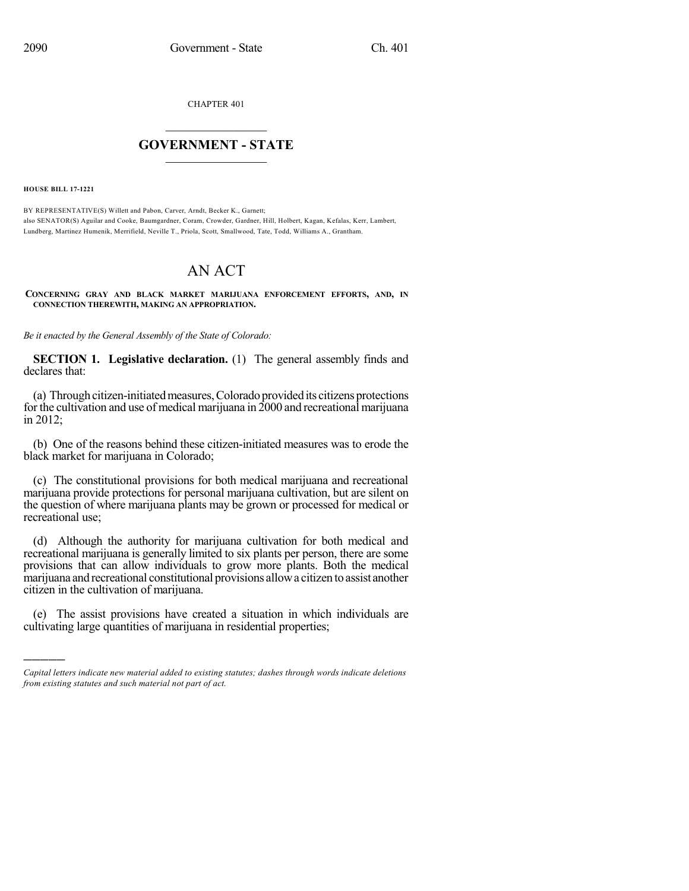CHAPTER 401

# GOVERNMENT - STATE

**HOUSE BILL 17-1221**

BY REPRESENTATIVE(S) Willett and Pabon, Carver, Arndt, Becker K., Garnett;
also SENATOR(S) Aguilar and Cooke, Baumgardner, Coram, Crowder, Gardner, Hill, Holbert, Kagan, Kefalas, Kerr, Lambert, Lundberg, Martinez Humenik, Merrifield, Neville T., Priola, Scott, Smallwood, Tate, Todd, Williams A., Grantham.

# AN ACT

**CONCERNING GRAY AND BLACK MARKET MARIJUANA ENFORCEMENT EFFORTS, AND, IN CONNECTION THEREWITH, MAKING AN APPROPRIATION.**

*Be it enacted by the General Assembly of the State of Colorado:*

**SECTION 1. Legislative declaration.** (1) The general assembly finds and declares that:

(a) Through citizen-initiated measures, Colorado provided its citizens protections for the cultivation and use of medical marijuana in 2000 and recreational marijuana in 2012;

(b) One of the reasons behind these citizen-initiated measures was to erode the black market for marijuana in Colorado;

(c) The constitutional provisions for both medical marijuana and recreational marijuana provide protections for personal marijuana cultivation, but are silent on the question of where marijuana plants may be grown or processed for medical or recreational use;

(d) Although the authority for marijuana cultivation for both medical and recreational marijuana is generally limited to six plants per person, there are some provisions that can allow individuals to grow more plants. Both the medical marijuana and recreational constitutional provisions allow a citizen to assist another citizen in the cultivation of marijuana.

(e) The assist provisions have created a situation in which individuals are cultivating large quantities of marijuana in residential properties;

---

*Capital letters indicate new material added to existing statutes; dashes through words indicate deletions from existing statutes and such material not part of act.*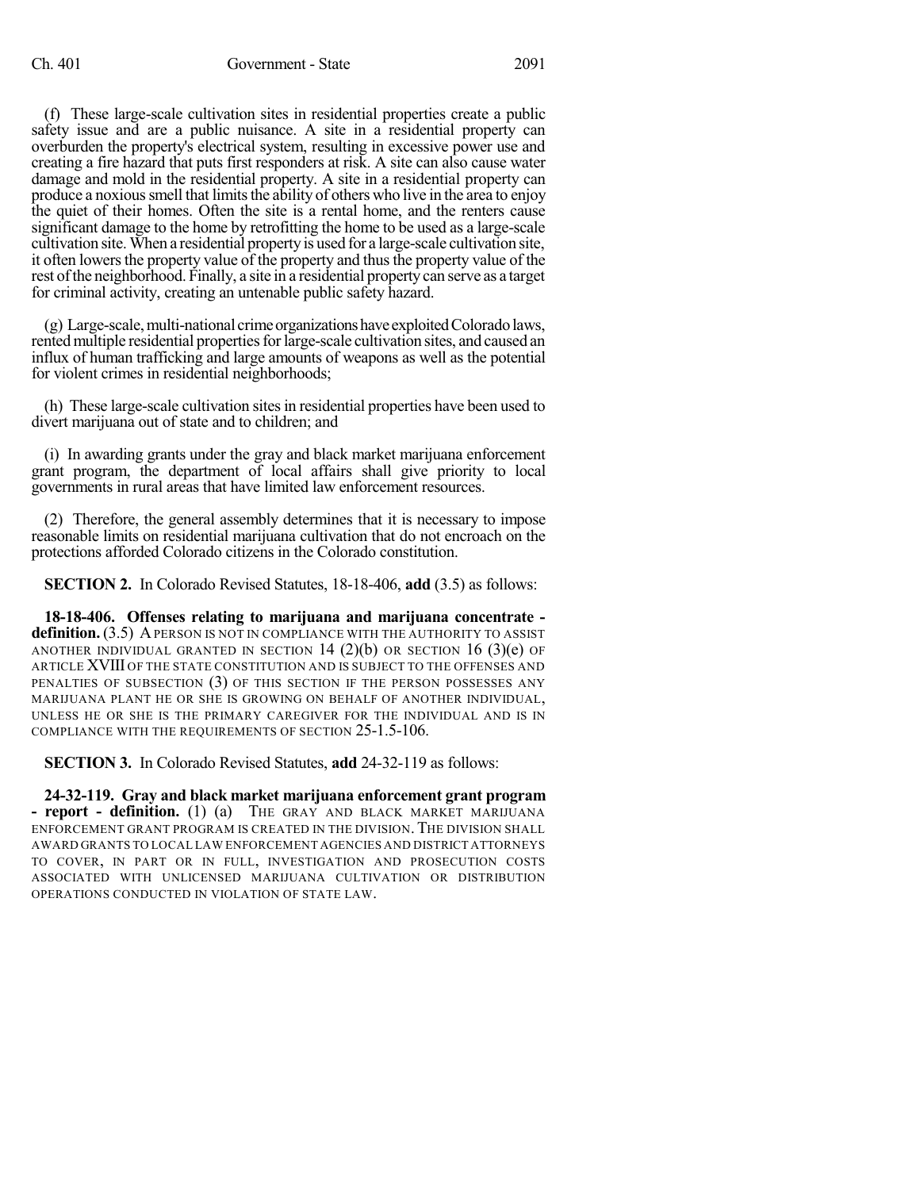(f) These large-scale cultivation sites in residential properties create a public safety issue and are a public nuisance. A site in a residential property can overburden the property's electrical system, resulting in excessive power use and creating a fire hazard that puts first responders at risk. A site can also cause water damage and mold in the residential property. A site in a residential property can produce a noxious smell that limits the ability of others who live in the area to enjoy the quiet of their homes. Often the site is a rental home, and the renters cause significant damage to the home by retrofitting the home to be used as a large-scale cultivation site. When a residential property is used for a large-scale cultivation site, it often lowers the property value of the property and thus the property value of the rest of the neighborhood. Finally, a site in a residential property can serve as a target for criminal activity, creating an untenable public safety hazard.

(g) Large-scale, multi-national crime organizations have exploited Colorado laws, rented multiple residential properties for large-scale cultivation sites, and caused an influx of human trafficking and large amounts of weapons as well as the potential for violent crimes in residential neighborhoods;

(h) These large-scale cultivation sites in residential properties have been used to divert marijuana out of state and to children; and

(i) In awarding grants under the gray and black market marijuana enforcement grant program, the department of local affairs shall give priority to local governments in rural areas that have limited law enforcement resources.

(2) Therefore, the general assembly determines that it is necessary to impose reasonable limits on residential marijuana cultivation that do not encroach on the protections afforded Colorado citizens in the Colorado constitution.

**SECTION 2.** In Colorado Revised Statutes, 18-18-406, **add** (3.5) as follows:

**18-18-406. Offenses relating to marijuana and marijuana concentrate - definition.** (3.5) A PERSON IS NOT IN COMPLIANCE WITH THE AUTHORITY TO ASSIST ANOTHER INDIVIDUAL GRANTED IN SECTION 14 (2)(b) OR SECTION 16 (3)(e) OF ARTICLE XVIII OF THE STATE CONSTITUTION AND IS SUBJECT TO THE OFFENSES AND PENALTIES OF SUBSECTION (3) OF THIS SECTION IF THE PERSON POSSESSES ANY MARIJUANA PLANT HE OR SHE IS GROWING ON BEHALF OF ANOTHER INDIVIDUAL, UNLESS HE OR SHE IS THE PRIMARY CAREGIVER FOR THE INDIVIDUAL AND IS IN COMPLIANCE WITH THE REQUIREMENTS OF SECTION 25-1.5-106.

**SECTION 3.** In Colorado Revised Statutes, **add** 24-32-119 as follows:

**24-32-119. Gray and black market marijuana enforcement grant program - report - definition.** (1) (a) THE GRAY AND BLACK MARKET MARIJUANA ENFORCEMENT GRANT PROGRAM IS CREATED IN THE DIVISION. THE DIVISION SHALL AWARD GRANTS TO LOCAL LAW ENFORCEMENT AGENCIES AND DISTRICT ATTORNEYS TO COVER, IN PART OR IN FULL, INVESTIGATION AND PROSECUTION COSTS ASSOCIATED WITH UNLICENSED MARIJUANA CULTIVATION OR DISTRIBUTION OPERATIONS CONDUCTED IN VIOLATION OF STATE LAW.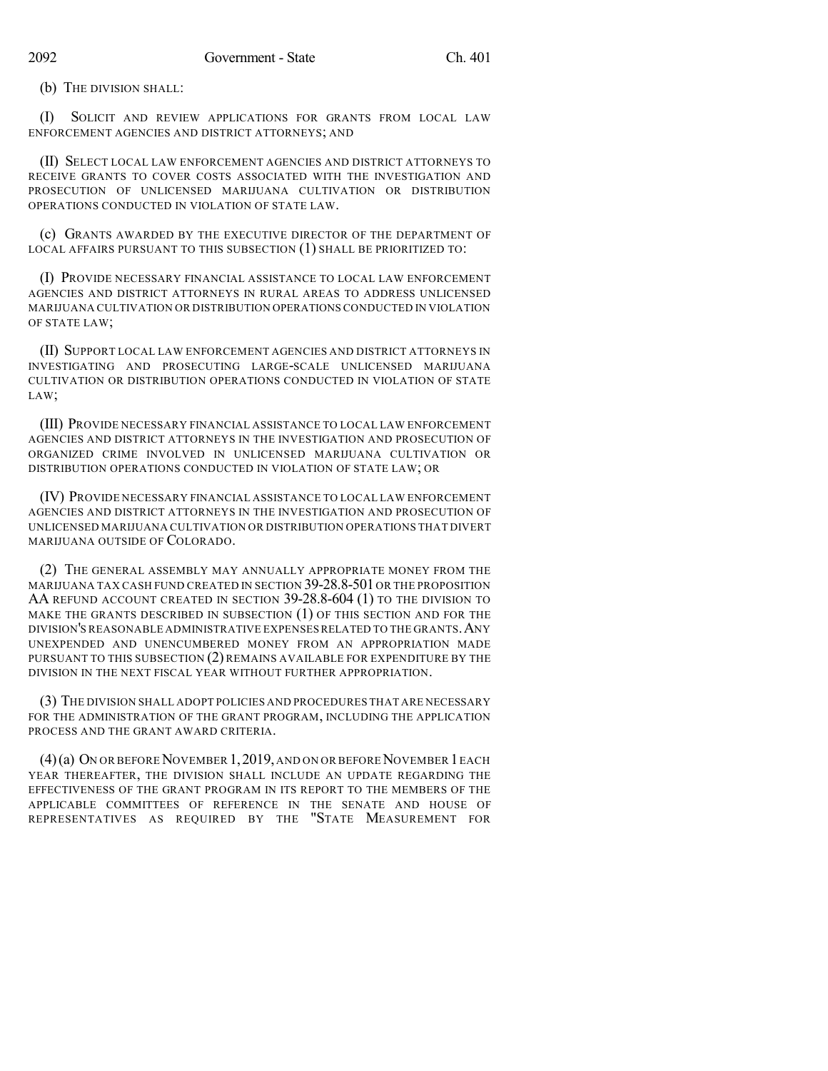(b) THE DIVISION SHALL:

(I) SOLICIT AND REVIEW APPLICATIONS FOR GRANTS FROM LOCAL LAW ENFORCEMENT AGENCIES AND DISTRICT ATTORNEYS; AND

(II) SELECT LOCAL LAW ENFORCEMENT AGENCIES AND DISTRICT ATTORNEYS TO RECEIVE GRANTS TO COVER COSTS ASSOCIATED WITH THE INVESTIGATION AND PROSECUTION OF UNLICENSED MARIJUANA CULTIVATION OR DISTRIBUTION OPERATIONS CONDUCTED IN VIOLATION OF STATE LAW.

(c) GRANTS AWARDED BY THE EXECUTIVE DIRECTOR OF THE DEPARTMENT OF LOCAL AFFAIRS PURSUANT TO THIS SUBSECTION (1) SHALL BE PRIORITIZED TO:

(I) PROVIDE NECESSARY FINANCIAL ASSISTANCE TO LOCAL LAW ENFORCEMENT AGENCIES AND DISTRICT ATTORNEYS IN RURAL AREAS TO ADDRESS UNLICENSED MARIJUANA CULTIVATION OR DISTRIBUTION OPERATIONS CONDUCTED IN VIOLATION OF STATE LAW;

(II) SUPPORT LOCAL LAW ENFORCEMENT AGENCIES AND DISTRICT ATTORNEYS IN INVESTIGATING AND PROSECUTING LARGE-SCALE UNLICENSED MARIJUANA CULTIVATION OR DISTRIBUTION OPERATIONS CONDUCTED IN VIOLATION OF STATE LAW;

(III) PROVIDE NECESSARY FINANCIAL ASSISTANCE TO LOCAL LAW ENFORCEMENT AGENCIES AND DISTRICT ATTORNEYS IN THE INVESTIGATION AND PROSECUTION OF ORGANIZED CRIME INVOLVED IN UNLICENSED MARIJUANA CULTIVATION OR DISTRIBUTION OPERATIONS CONDUCTED IN VIOLATION OF STATE LAW; OR

(IV) PROVIDE NECESSARY FINANCIAL ASSISTANCE TO LOCAL LAW ENFORCEMENT AGENCIES AND DISTRICT ATTORNEYS IN THE INVESTIGATION AND PROSECUTION OF UNLICENSED MARIJUANA CULTIVATION OR DISTRIBUTION OPERATIONS THAT DIVERT MARIJUANA OUTSIDE OF COLORADO.

(2) THE GENERAL ASSEMBLY MAY ANNUALLY APPROPRIATE MONEY FROM THE MARIJUANA TAX CASH FUND CREATED IN SECTION 39-28.8-501 OR THE PROPOSITION AA REFUND ACCOUNT CREATED IN SECTION 39-28.8-604 (1) TO THE DIVISION TO MAKE THE GRANTS DESCRIBED IN SUBSECTION (1) OF THIS SECTION AND FOR THE DIVISION'S REASONABLE ADMINISTRATIVE EXPENSES RELATED TO THE GRANTS. ANY UNEXPENDED AND UNENCUMBERED MONEY FROM AN APPROPRIATION MADE PURSUANT TO THIS SUBSECTION (2) REMAINS AVAILABLE FOR EXPENDITURE BY THE DIVISION IN THE NEXT FISCAL YEAR WITHOUT FURTHER APPROPRIATION.

(3) THE DIVISION SHALL ADOPT POLICIES AND PROCEDURES THAT ARE NECESSARY FOR THE ADMINISTRATION OF THE GRANT PROGRAM, INCLUDING THE APPLICATION PROCESS AND THE GRANT AWARD CRITERIA.

(4) (a) ON OR BEFORE NOVEMBER 1, 2019, AND ON OR BEFORE NOVEMBER 1 EACH YEAR THEREAFTER, THE DIVISION SHALL INCLUDE AN UPDATE REGARDING THE EFFECTIVENESS OF THE GRANT PROGRAM IN ITS REPORT TO THE MEMBERS OF THE APPLICABLE COMMITTEES OF REFERENCE IN THE SENATE AND HOUSE OF REPRESENTATIVES AS REQUIRED BY THE "STATE MEASUREMENT FOR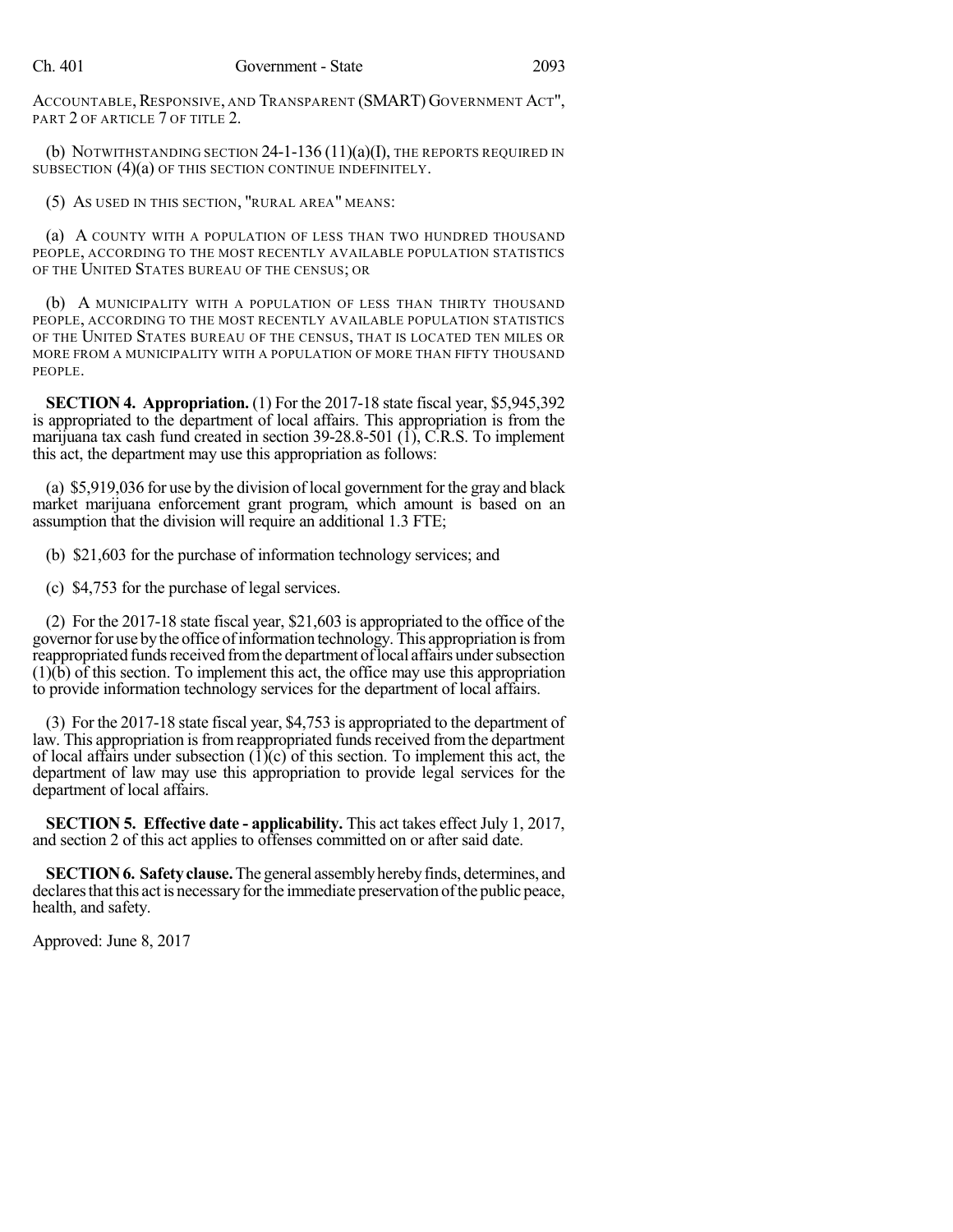ACCOUNTABLE, RESPONSIVE, AND TRANSPARENT (SMART) GOVERNMENT ACT", PART 2 OF ARTICLE 7 OF TITLE 2.

(b) NOTWITHSTANDING SECTION 24-1-136 (11)(a)(I), THE REPORTS REQUIRED IN SUBSECTION (4)(a) OF THIS SECTION CONTINUE INDEFINITELY.

(5) AS USED IN THIS SECTION, "RURAL AREA" MEANS:

(a) A COUNTY WITH A POPULATION OF LESS THAN TWO HUNDRED THOUSAND PEOPLE, ACCORDING TO THE MOST RECENTLY AVAILABLE POPULATION STATISTICS OF THE UNITED STATES BUREAU OF THE CENSUS; OR

(b) A MUNICIPALITY WITH A POPULATION OF LESS THAN THIRTY THOUSAND PEOPLE, ACCORDING TO THE MOST RECENTLY AVAILABLE POPULATION STATISTICS OF THE UNITED STATES BUREAU OF THE CENSUS, THAT IS LOCATED TEN MILES OR MORE FROM A MUNICIPALITY WITH A POPULATION OF MORE THAN FIFTY THOUSAND PEOPLE.

**SECTION 4. Appropriation.** (1) For the 2017-18 state fiscal year, $5,945,392 is appropriated to the department of local affairs. This appropriation is from the marijuana tax cash fund created in section 39-28.8-501 (1), C.R.S. To implement this act, the department may use this appropriation as follows:

(a) $5,919,036 for use by the division of local government for the gray and black market marijuana enforcement grant program, which amount is based on an assumption that the division will require an additional 1.3 FTE;

(b) $21,603 for the purchase of information technology services; and

(c) $4,753 for the purchase of legal services.

(2) For the 2017-18 state fiscal year, $21,603 is appropriated to the office of the governor for use by the office of information technology. This appropriation is from reappropriated funds received from the department of local affairs under subsection (1)(b) of this section. To implement this act, the office may use this appropriation to provide information technology services for the department of local affairs.

(3) For the 2017-18 state fiscal year, $4,753 is appropriated to the department of law. This appropriation is from reappropriated funds received from the department of local affairs under subsection (1)(c) of this section. To implement this act, the department of law may use this appropriation to provide legal services for the department of local affairs.

**SECTION 5. Effective date - applicability.** This act takes effect July 1, 2017, and section 2 of this act applies to offenses committed on or after said date.

**SECTION 6. Safety clause.** The general assembly hereby finds, determines, and declares that this act is necessary for the immediate preservation of the public peace, health, and safety.

Approved: June 8, 2017